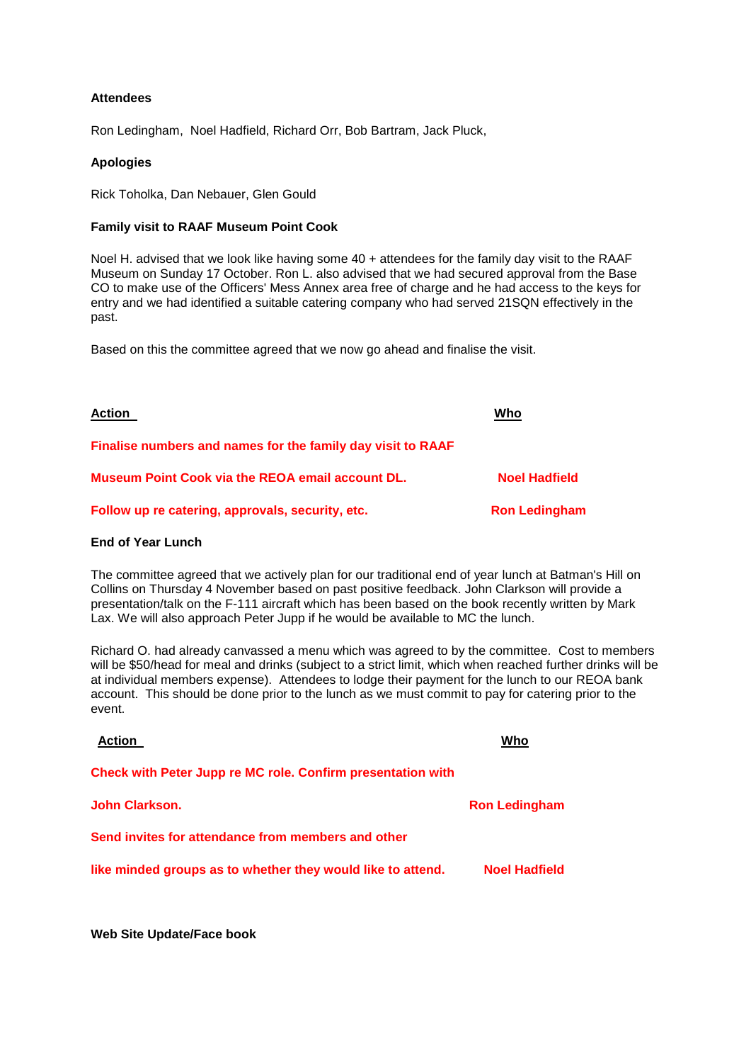**Attendees**

Ron Ledingham, Noel Hadfield, Richard Orr, Bob Bartram, Jack Pluck,

**Apologies**

Rick Toholka, Dan Nebauer, Glen Gould

**Family visit to RAAF Museum Point Cook**

Noel H. advised that we look like having some 40 + attendees for the family day visit to the RAAF Museum on Sunday 17 October. Ron L. also advised that we had secured approval from the Base CO to make use of the Officers' Mess Annex area free of charge and he had access to the keys for entry and we had identified a suitable catering company who had served 21SQN effectively in the past.

Based on this the committee agreed that we now go ahead and finalise the visit.

| Action | Who |
|---|---|
| **Finalise numbers and names for the family day visit to RAAF Museum Point Cook via the REOA email account DL.** | **Noel Hadfield** |
| **Follow up re catering, approvals, security, etc.** | **Ron Ledingham** |

**End of Year Lunch**

The committee agreed that we actively plan for our traditional end of year lunch at Batman's Hill on Collins on Thursday 4 November based on past positive feedback. John Clarkson will provide a presentation/talk on the F-111 aircraft which has been based on the book recently written by Mark Lax. We will also approach Peter Jupp if he would be available to MC the lunch.

Richard O. had already canvassed a menu which was agreed to by the committee. Cost to members will be $50/head for meal and drinks (subject to a strict limit, which when reached further drinks will be at individual members expense). Attendees to lodge their payment for the lunch to our REOA bank account. This should be done prior to the lunch as we must commit to pay for catering prior to the event.

| Action | Who |
|---|---|
| **Check with Peter Jupp re MC role. Confirm presentation with John Clarkson.** | **Ron Ledingham** |
| **Send invites for attendance from members and other like minded groups as to whether they would like to attend.** | **Noel Hadfield** |

**Web Site Update/Face book**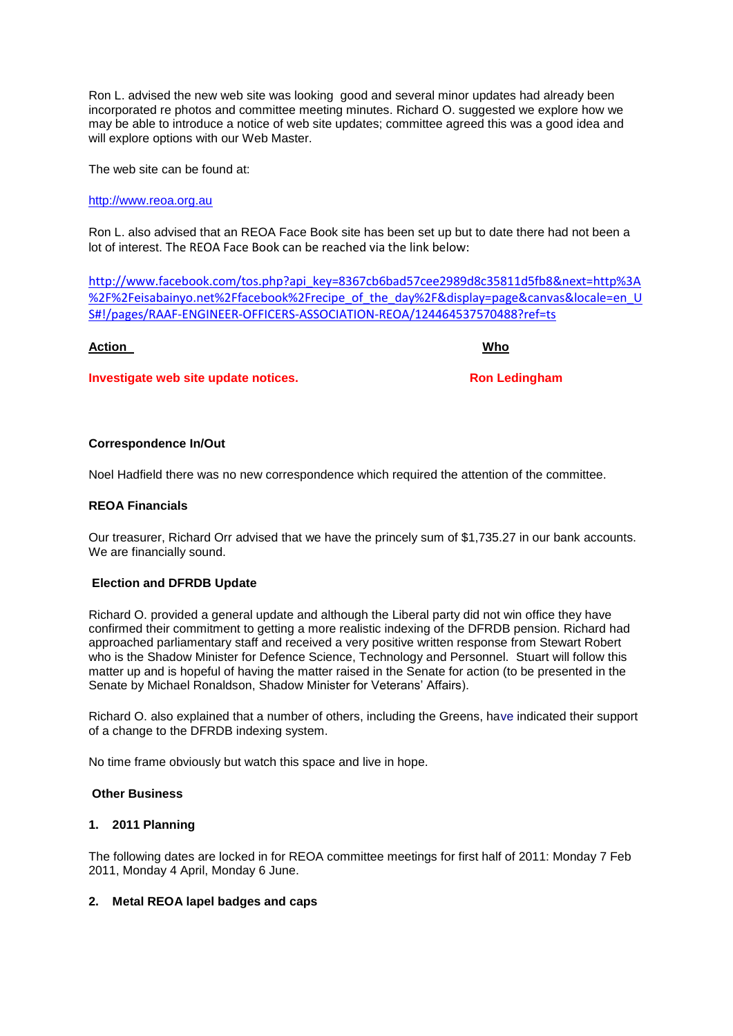Ron L. advised the new web site was looking  good and several minor updates had already been incorporated re photos and committee meeting minutes. Richard O. suggested we explore how we may be able to introduce a notice of web site updates; committee agreed this was a good idea and will explore options with our Web Master.

The web site can be found at:

http://www.reoa.org.au

Ron L. also advised that an REOA Face Book site has been set up but to date there had not been a lot of interest. The REOA Face Book can be reached via the link below:

http://www.facebook.com/tos.php?api_key=8367cb6bad57cee2989d8c35811d5fb8&next=http%3A%2F%2Feisabainyo.net%2Ffacebook%2Frecipe_of_the_day%2F&display=page&canvas&locale=en_US#!/pages/RAAF-ENGINEER-OFFICERS-ASSOCIATION-REOA/124464537570488?ref=ts

| **Action** | **Who** |
|---|---|
| **Investigate web site update notices.** | **Ron Ledingham** |

**Correspondence In/Out**

Noel Hadfield there was no new correspondence which required the attention of the committee.

**REOA Financials**

Our treasurer, Richard Orr advised that we have the princely sum of $1,735.27 in our bank accounts. We are financially sound.

**Election and DFRDB Update**

Richard O. provided a general update and although the Liberal party did not win office they have confirmed their commitment to getting a more realistic indexing of the DFRDB pension. Richard had approached parliamentary staff and received a very positive written response from Stewart Robert who is the Shadow Minister for Defence Science, Technology and Personnel.  Stuart will follow this matter up and is hopeful of having the matter raised in the Senate for action (to be presented in the Senate by Michael Ronaldson, Shadow Minister for Veterans' Affairs).

Richard O. also explained that a number of others, including the Greens, have indicated their support of a change to the DFRDB indexing system.

No time frame obviously but watch this space and live in hope.

**Other Business**

**1. 2011 Planning**

The following dates are locked in for REOA committee meetings for first half of 2011: Monday 7 Feb 2011, Monday 4 April, Monday 6 June.

**2. Metal REOA lapel badges and caps**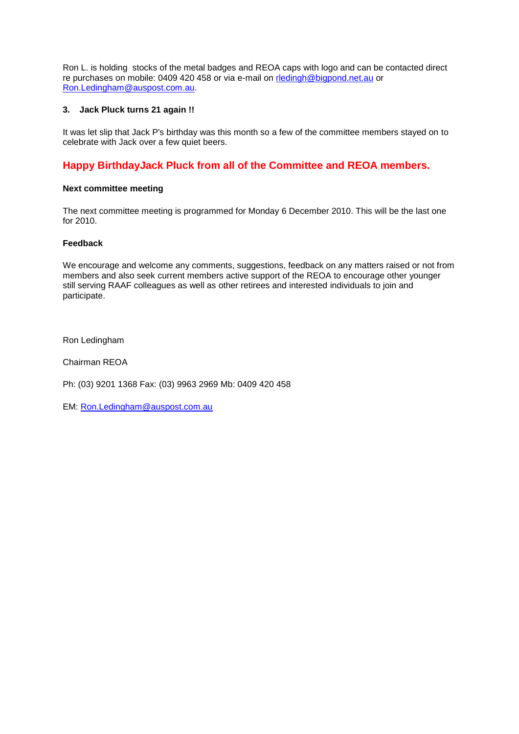Ron L. is holding stocks of the metal badges and REOA caps with logo and can be contacted direct re purchases on mobile: 0409 420 458 or via e-mail on rledingh@bigpond.net.au or Ron.Ledingham@auspost.com.au.

### 3. Jack Pluck turns 21 again !!

It was let slip that Jack P's birthday was this month so a few of the committee members stayed on to celebrate with Jack over a few quiet beers.

## Happy BirthdayJack Pluck from all of the Committee and REOA members.

### Next committee meeting

The next committee meeting is programmed for Monday 6 December 2010. This will be the last one for 2010.

### Feedback

We encourage and welcome any comments, suggestions, feedback on any matters raised or not from members and also seek current members active support of the REOA to encourage other younger still serving RAAF colleagues as well as other retirees and interested individuals to join and participate.

Ron Ledingham

Chairman REOA

Ph: (03) 9201 1368 Fax: (03) 9963 2969 Mb: 0409 420 458

EM: Ron.Ledingham@auspost.com.au